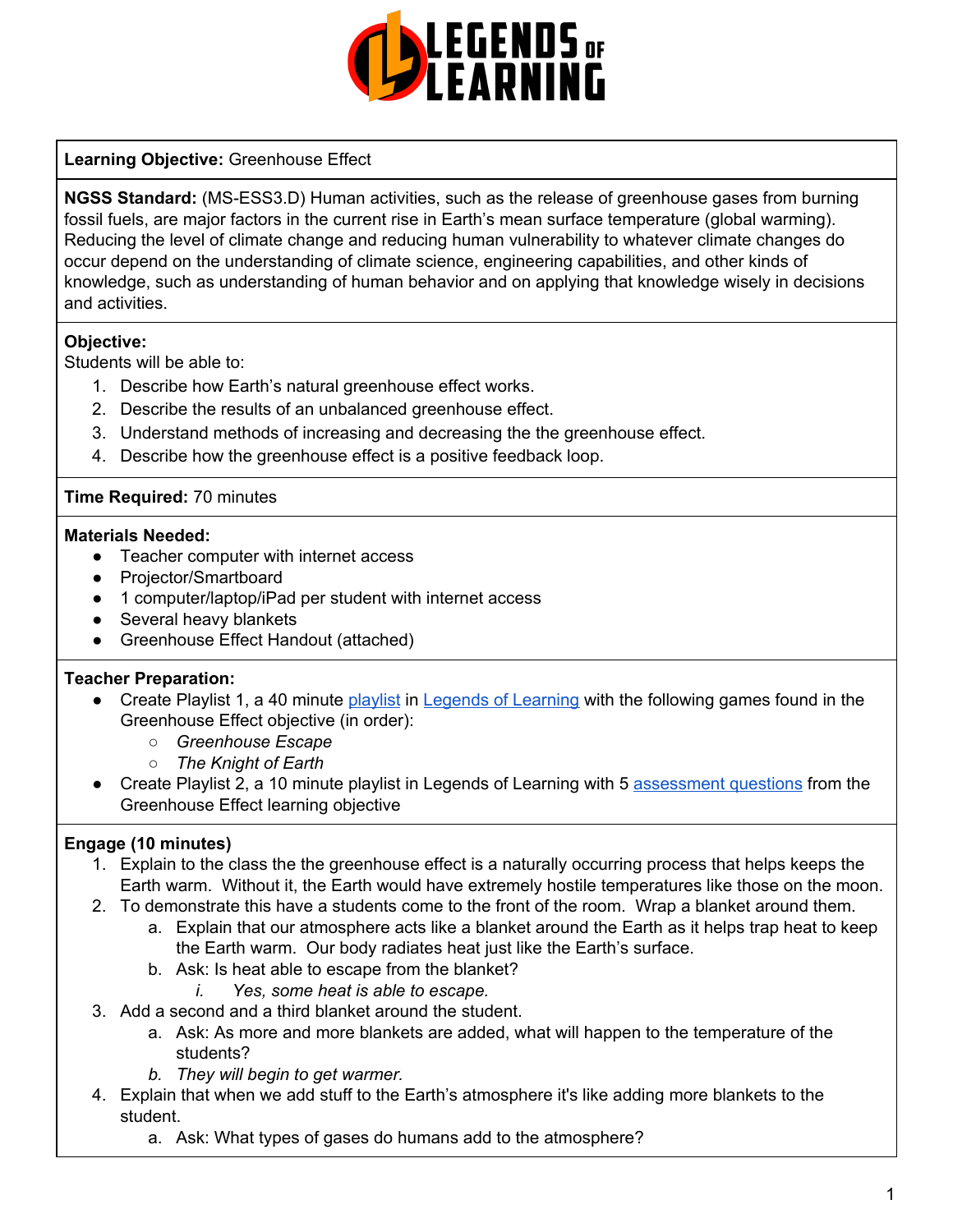**Learning Objective:** Greenhouse Effect

**NGSS Standard:** (MS-ESS3.D) Human activities, such as the release of greenhouse gases from burning fossil fuels, are major factors in the current rise in Earth's mean surface temperature (global warming). Reducing the level of climate change and reducing human vulnerability to whatever climate changes do occur depend on the understanding of climate science, engineering capabilities, and other kinds of knowledge, such as understanding of human behavior and on applying that knowledge wisely in decisions and activities.

**Objective:**
Students will be able to:

1. Describe how Earth's natural greenhouse effect works.
2. Describe the results of an unbalanced greenhouse effect.
3. Understand methods of increasing and decreasing the the greenhouse effect.
4. Describe how the greenhouse effect is a positive feedback loop.

**Time Required:** 70 minutes

**Materials Needed:**

- Teacher computer with internet access
- Projector/Smartboard
- 1 computer/laptop/iPad per student with internet access
- Several heavy blankets
- Greenhouse Effect Handout (attached)

**Teacher Preparation:**

- Create Playlist 1, a 40 minute playlist in Legends of Learning with the following games found in the Greenhouse Effect objective (in order):
  - *Greenhouse Escape*
  - *The Knight of Earth*
- Create Playlist 2, a 10 minute playlist in Legends of Learning with 5 assessment questions from the Greenhouse Effect learning objective

**Engage (10 minutes)**

1. Explain to the class the the greenhouse effect is a naturally occurring process that helps keeps the Earth warm. Without it, the Earth would have extremely hostile temperatures like those on the moon.
2. To demonstrate this have a students come to the front of the room. Wrap a blanket around them.
   a. Explain that our atmosphere acts like a blanket around the Earth as it helps trap heat to keep the Earth warm. Our body radiates heat just like the Earth's surface.
   b. Ask: Is heat able to escape from the blanket?
      i. *Yes, some heat is able to escape.*
3. Add a second and a third blanket around the student.
   a. Ask: As more and more blankets are added, what will happen to the temperature of the students?
   b. *They will begin to get warmer.*
4. Explain that when we add stuff to the Earth's atmosphere it's like adding more blankets to the student.
   a. Ask: What types of gases do humans add to the atmosphere?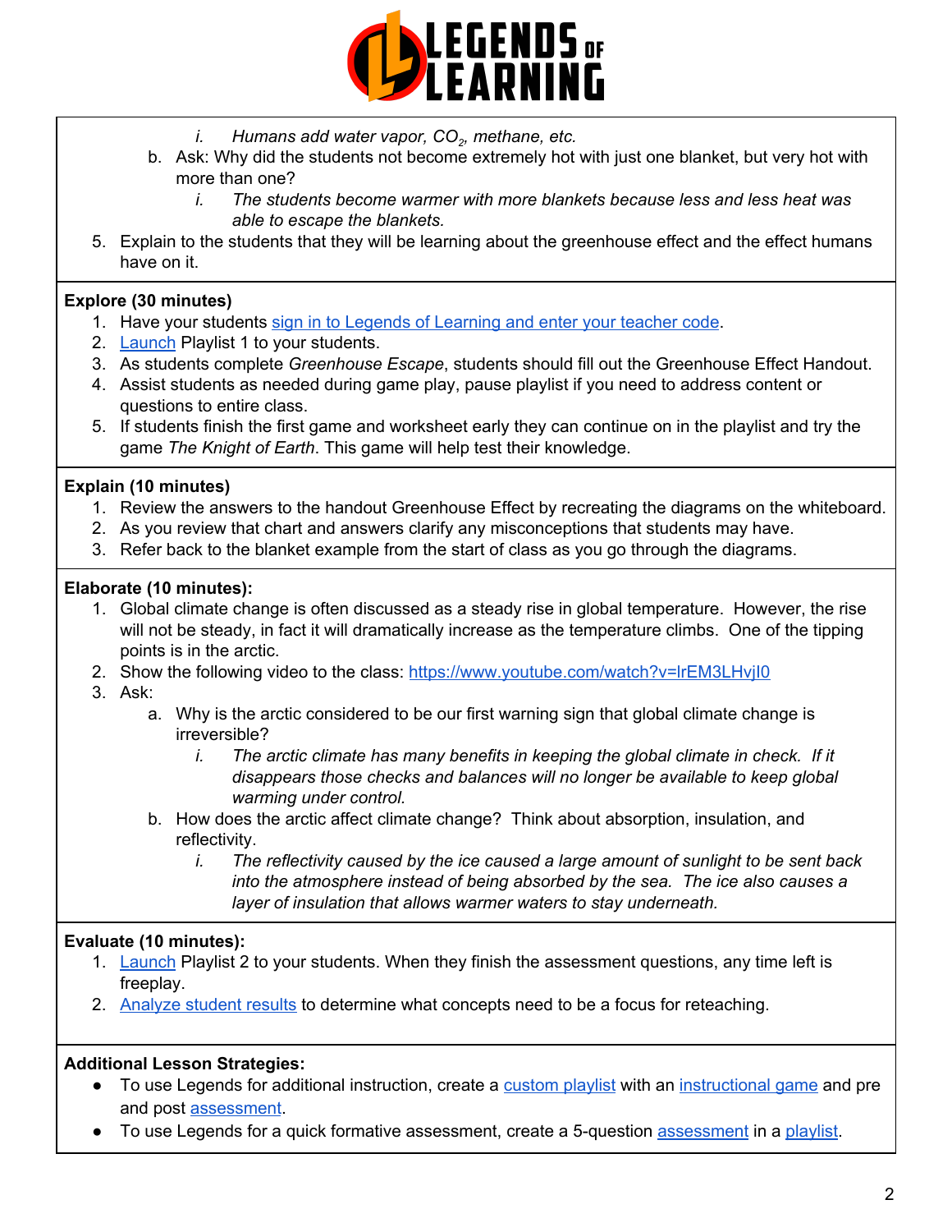i. *Humans add water vapor, $CO_2$, methane, etc.*

b. Ask: Why did the students not become extremely hot with just one blanket, but very hot with more than one?

i. *The students become warmer with more blankets because less and less heat was able to escape the blankets.*

5. Explain to the students that they will be learning about the greenhouse effect and the effect humans have on it.

**Explore (30 minutes)**

1. Have your students sign in to Legends of Learning and enter your teacher code.
2. Launch Playlist 1 to your students.
3. As students complete *Greenhouse Escape*, students should fill out the Greenhouse Effect Handout.
4. Assist students as needed during game play, pause playlist if you need to address content or questions to entire class.
5. If students finish the first game and worksheet early they can continue on in the playlist and try the game *The Knight of Earth*. This game will help test their knowledge.

**Explain (10 minutes)**

1. Review the answers to the handout Greenhouse Effect by recreating the diagrams on the whiteboard.
2. As you review that chart and answers clarify any misconceptions that students may have.
3. Refer back to the blanket example from the start of class as you go through the diagrams.

**Elaborate (10 minutes):**

1. Global climate change is often discussed as a steady rise in global temperature. However, the rise will not be steady, in fact it will dramatically increase as the temperature climbs. One of the tipping points is in the arctic.
2. Show the following video to the class: https://www.youtube.com/watch?v=lrEM3LHvjI0
3. Ask:
   a. Why is the arctic considered to be our first warning sign that global climate change is irreversible?
      i. *The arctic climate has many benefits in keeping the global climate in check. If it disappears those checks and balances will no longer be available to keep global warming under control.*
   b. How does the arctic affect climate change? Think about absorption, insulation, and reflectivity.
      i. *The reflectivity caused by the ice caused a large amount of sunlight to be sent back into the atmosphere instead of being absorbed by the sea. The ice also causes a layer of insulation that allows warmer waters to stay underneath.*

**Evaluate (10 minutes):**

1. Launch Playlist 2 to your students. When they finish the assessment questions, any time left is freeplay.
2. Analyze student results to determine what concepts need to be a focus for reteaching.

**Additional Lesson Strategies:**

- To use Legends for additional instruction, create a custom playlist with an instructional game and pre and post assessment.
- To use Legends for a quick formative assessment, create a 5-question assessment in a playlist.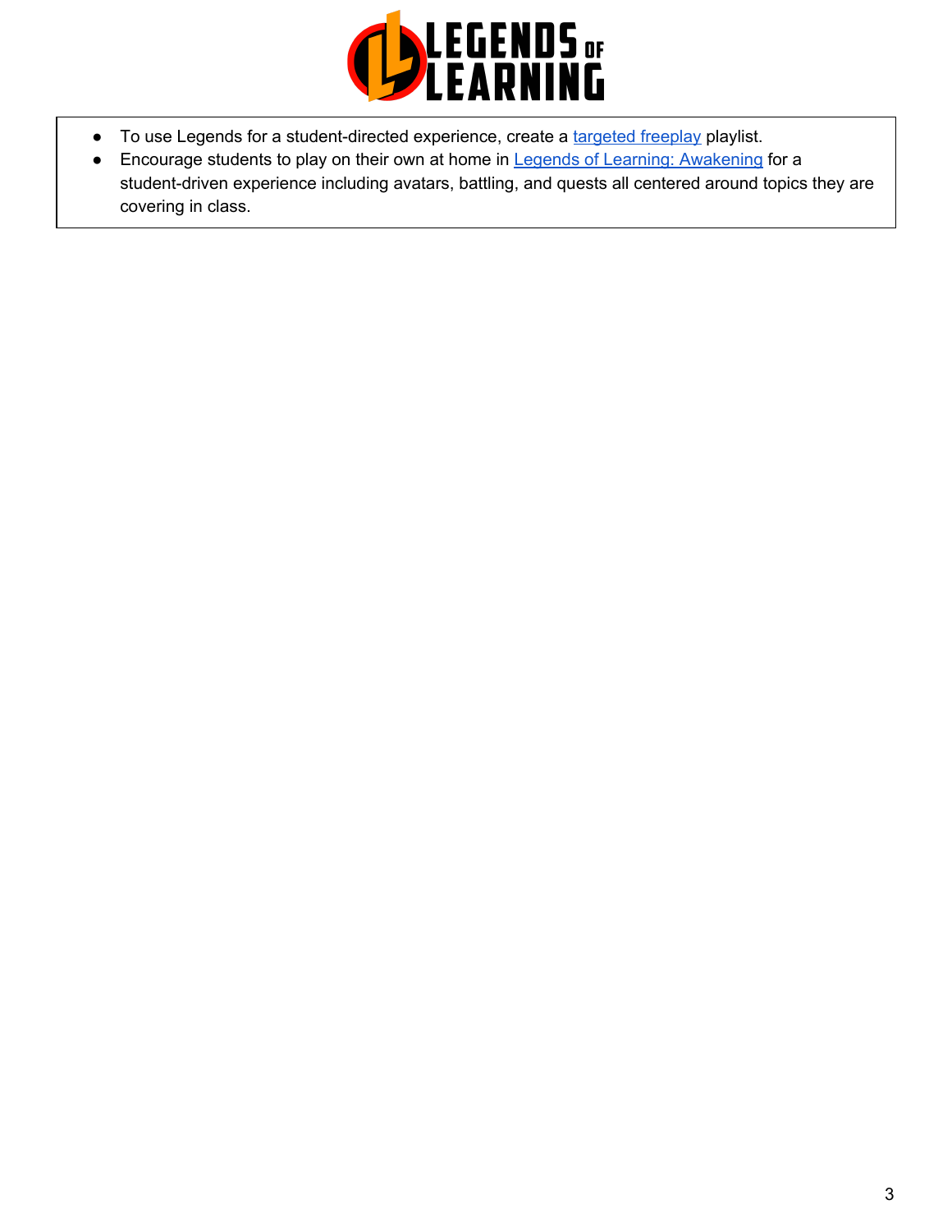- To use Legends for a student-directed experience, create a targeted freeplay playlist.
- Encourage students to play on their own at home in Legends of Learning: Awakening for a student-driven experience including avatars, battling, and quests all centered around topics they are covering in class.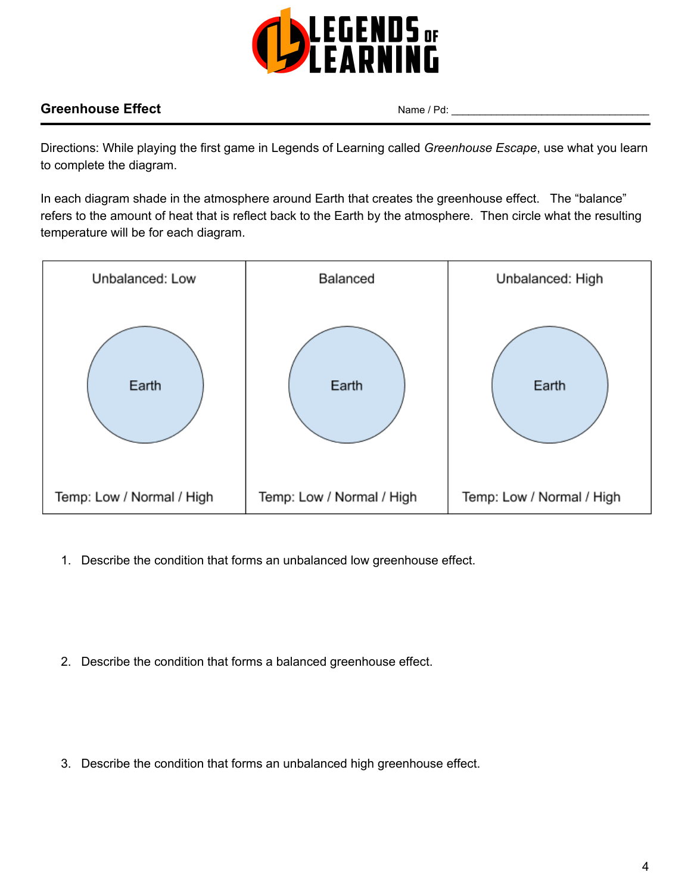## Greenhouse Effect

Name / Pd: ___________________________________

Directions: While playing the first game in Legends of Learning called *Greenhouse Escape*, use what you learn to complete the diagram.

In each diagram shade in the atmosphere around Earth that creates the greenhouse effect. The "balance" refers to the amount of heat that is reflect back to the Earth by the atmosphere. Then circle what the resulting temperature will be for each diagram.

| Unbalanced: Low | Balanced | Unbalanced: High |
|---|---|---|
| Earth | Earth | Earth |
| Temp: Low / Normal / High | Temp: Low / Normal / High | Temp: Low / Normal / High |

1. Describe the condition that forms an unbalanced low greenhouse effect.

2. Describe the condition that forms a balanced greenhouse effect.

3. Describe the condition that forms an unbalanced high greenhouse effect.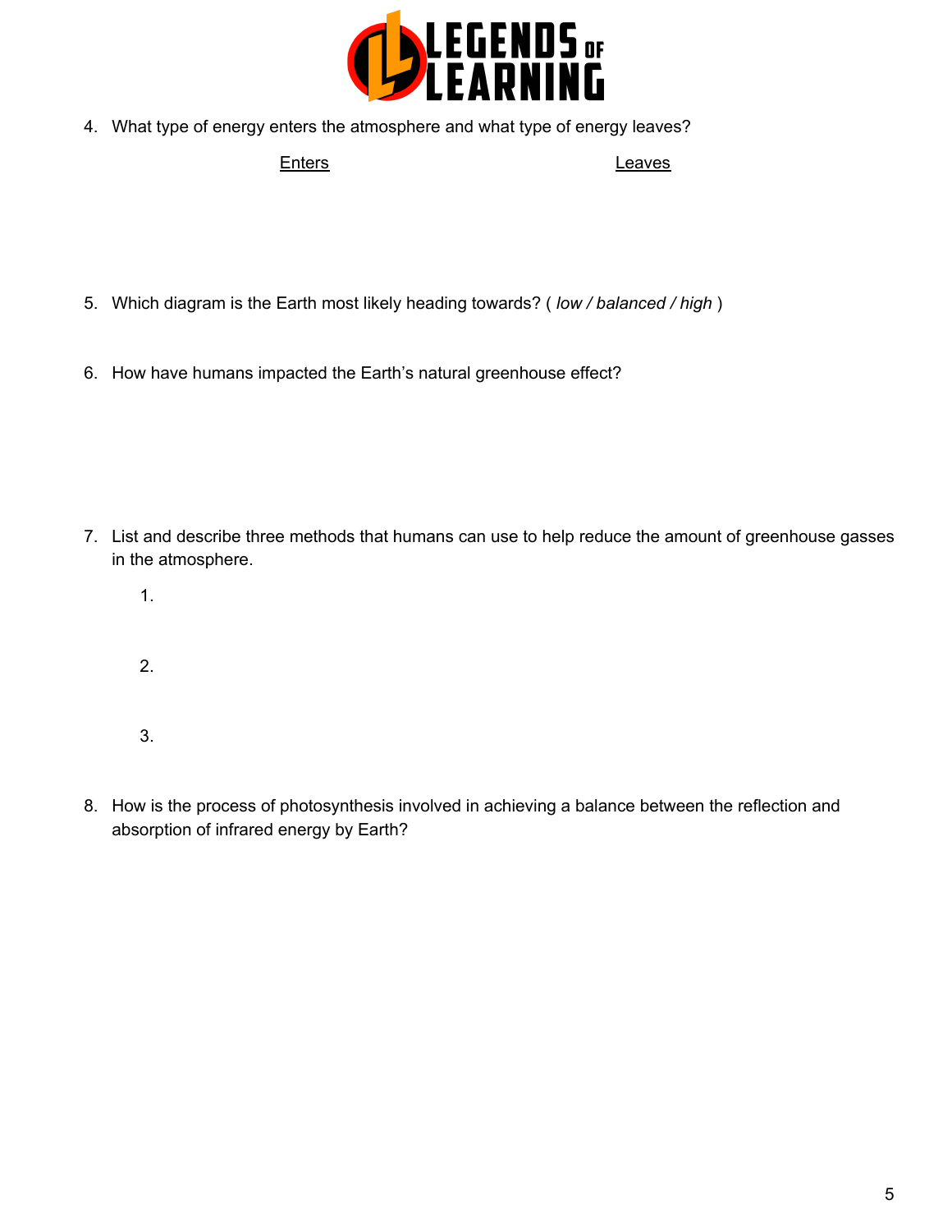4. What type of energy enters the atmosphere and what type of energy leaves?

<u>Enters</u> <u>Leaves</u>

5. Which diagram is the Earth most likely heading towards? ( *low / balanced / high* )

6. How have humans impacted the Earth's natural greenhouse effect?

7. List and describe three methods that humans can use to help reduce the amount of greenhouse gasses in the atmosphere.

    1.

    2.

    3.

8. How is the process of photosynthesis involved in achieving a balance between the reflection and absorption of infrared energy by Earth?